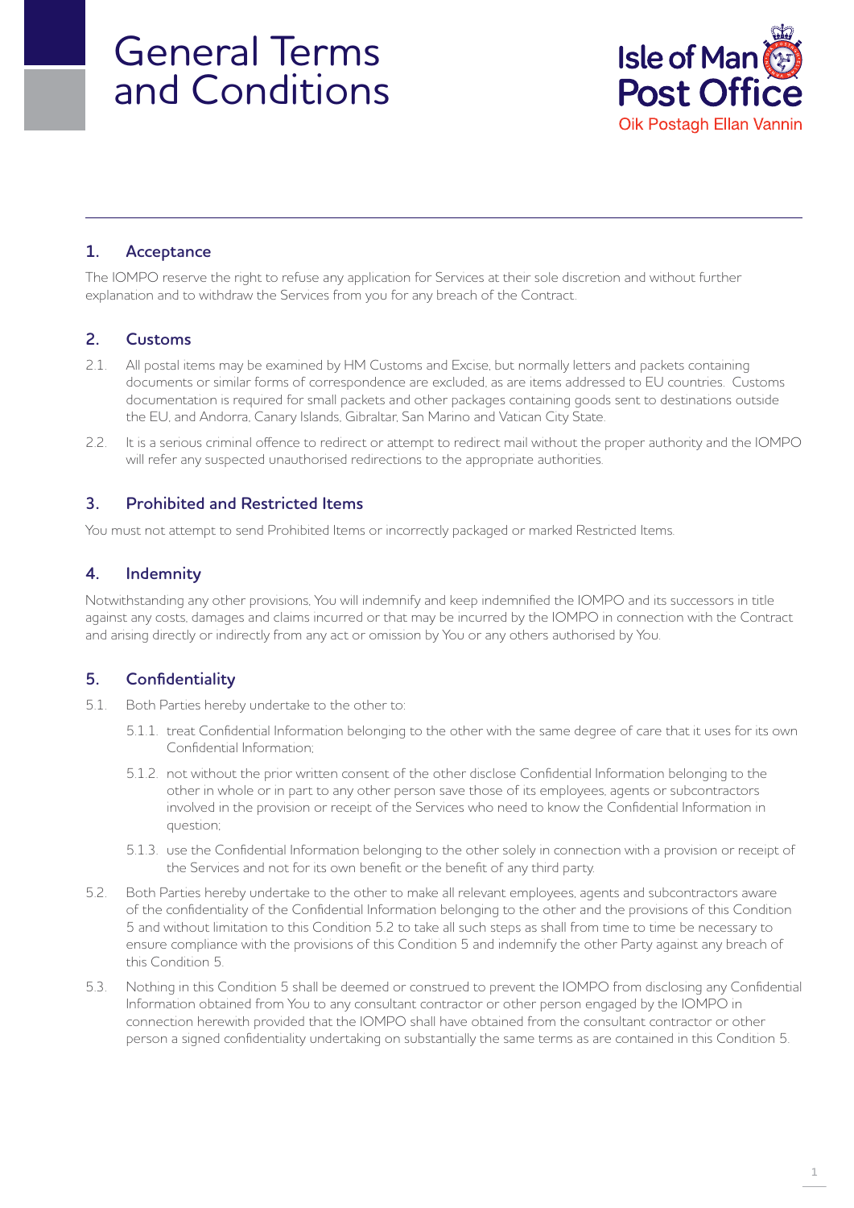# General Terms and Conditions

Isle of Man Post Office
Oik Postagh Ellan Vannin

## 1. Acceptance

The IOMPO reserve the right to refuse any application for Services at their sole discretion and without further explanation and to withdraw the Services from you for any breach of the Contract.

## 2. Customs

2.1. All postal items may be examined by HM Customs and Excise, but normally letters and packets containing documents or similar forms of correspondence are excluded, as are items addressed to EU countries. Customs documentation is required for small packets and other packages containing goods sent to destinations outside the EU, and Andorra, Canary Islands, Gibraltar, San Marino and Vatican City State.

2.2. It is a serious criminal offence to redirect or attempt to redirect mail without the proper authority and the IOMPO will refer any suspected unauthorised redirections to the appropriate authorities.

## 3. Prohibited and Restricted Items

You must not attempt to send Prohibited Items or incorrectly packaged or marked Restricted Items.

## 4. Indemnity

Notwithstanding any other provisions, You will indemnify and keep indemnified the IOMPO and its successors in title against any costs, damages and claims incurred or that may be incurred by the IOMPO in connection with the Contract and arising directly or indirectly from any act or omission by You or any others authorised by You.

## 5. Confidentiality

5.1. Both Parties hereby undertake to the other to:

5.1.1. treat Confidential Information belonging to the other with the same degree of care that it uses for its own Confidential Information;

5.1.2. not without the prior written consent of the other disclose Confidential Information belonging to the other in whole or in part to any other person save those of its employees, agents or subcontractors involved in the provision or receipt of the Services who need to know the Confidential Information in question;

5.1.3. use the Confidential Information belonging to the other solely in connection with a provision or receipt of the Services and not for its own benefit or the benefit of any third party.

5.2. Both Parties hereby undertake to the other to make all relevant employees, agents and subcontractors aware of the confidentiality of the Confidential Information belonging to the other and the provisions of this Condition 5 and without limitation to this Condition 5.2 to take all such steps as shall from time to time be necessary to ensure compliance with the provisions of this Condition 5 and indemnify the other Party against any breach of this Condition 5.

5.3. Nothing in this Condition 5 shall be deemed or construed to prevent the IOMPO from disclosing any Confidential Information obtained from You to any consultant contractor or other person engaged by the IOMPO in connection herewith provided that the IOMPO shall have obtained from the consultant contractor or other person a signed confidentiality undertaking on substantially the same terms as are contained in this Condition 5.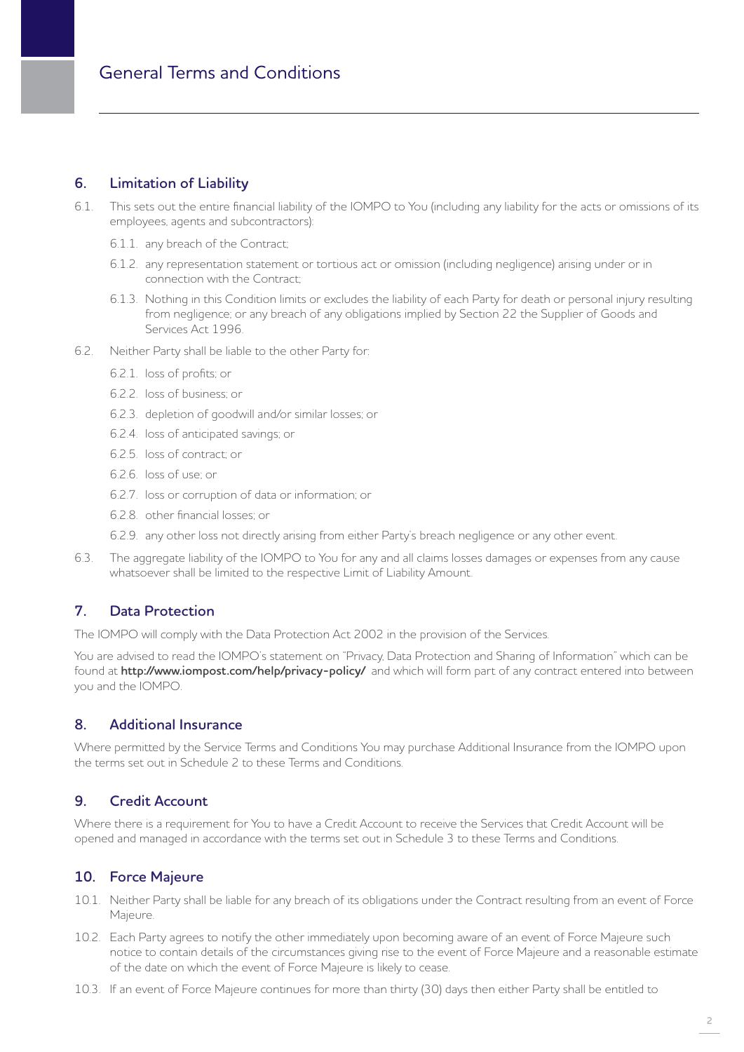## 6. Limitation of Liability

6.1. This sets out the entire financial liability of the IOMPO to You (including any liability for the acts or omissions of its employees, agents and subcontractors):

6.1.1. any breach of the Contract;

6.1.2. any representation statement or tortious act or omission (including negligence) arising under or in connection with the Contract;

6.1.3. Nothing in this Condition limits or excludes the liability of each Party for death or personal injury resulting from negligence; or any breach of any obligations implied by Section 22 the Supplier of Goods and Services Act 1996.

6.2. Neither Party shall be liable to the other Party for:

6.2.1. loss of profits; or

6.2.2. loss of business; or

6.2.3. depletion of goodwill and/or similar losses; or

6.2.4. loss of anticipated savings; or

6.2.5. loss of contract; or

6.2.6. loss of use; or

6.2.7. loss or corruption of data or information; or

6.2.8. other financial losses; or

6.2.9. any other loss not directly arising from either Party's breach negligence or any other event.

6.3. The aggregate liability of the IOMPO to You for any and all claims losses damages or expenses from any cause whatsoever shall be limited to the respective Limit of Liability Amount.

## 7. Data Protection

The IOMPO will comply with the Data Protection Act 2002 in the provision of the Services.

You are advised to read the IOMPO's statement on "Privacy, Data Protection and Sharing of Information" which can be found at **http://www.iompost.com/help/privacy-policy/** and which will form part of any contract entered into between you and the IOMPO.

## 8. Additional Insurance

Where permitted by the Service Terms and Conditions You may purchase Additional Insurance from the IOMPO upon the terms set out in Schedule 2 to these Terms and Conditions.

## 9. Credit Account

Where there is a requirement for You to have a Credit Account to receive the Services that Credit Account will be opened and managed in accordance with the terms set out in Schedule 3 to these Terms and Conditions.

## 10. Force Majeure

10.1. Neither Party shall be liable for any breach of its obligations under the Contract resulting from an event of Force Majeure.

10.2. Each Party agrees to notify the other immediately upon becoming aware of an event of Force Majeure such notice to contain details of the circumstances giving rise to the event of Force Majeure and a reasonable estimate of the date on which the event of Force Majeure is likely to cease.

10.3. If an event of Force Majeure continues for more than thirty (30) days then either Party shall be entitled to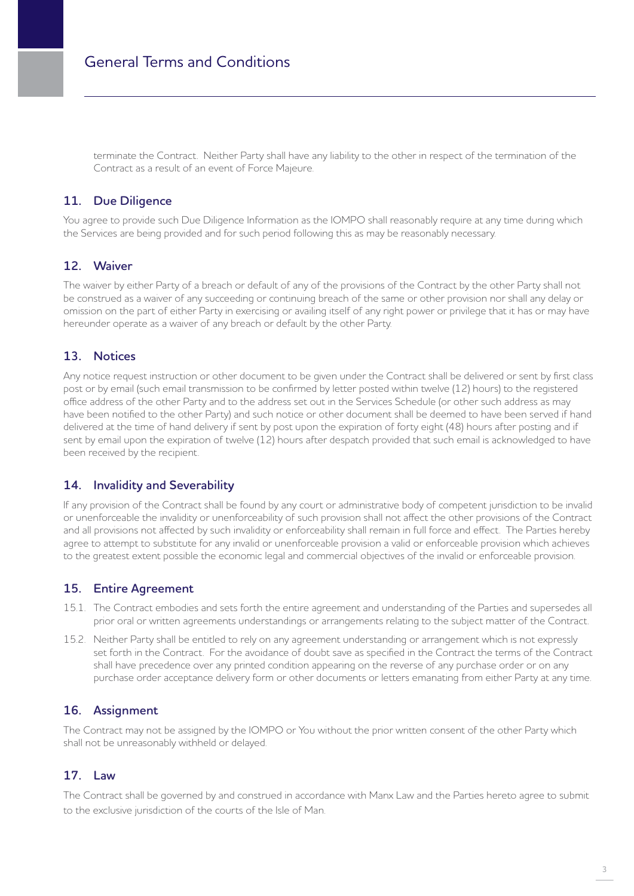terminate the Contract. Neither Party shall have any liability to the other in respect of the termination of the Contract as a result of an event of Force Majeure.

## 11. Due Diligence

You agree to provide such Due Diligence Information as the IOMPO shall reasonably require at any time during which the Services are being provided and for such period following this as may be reasonably necessary.

## 12. Waiver

The waiver by either Party of a breach or default of any of the provisions of the Contract by the other Party shall not be construed as a waiver of any succeeding or continuing breach of the same or other provision nor shall any delay or omission on the part of either Party in exercising or availing itself of any right power or privilege that it has or may have hereunder operate as a waiver of any breach or default by the other Party.

## 13. Notices

Any notice request instruction or other document to be given under the Contract shall be delivered or sent by first class post or by email (such email transmission to be confirmed by letter posted within twelve (12) hours) to the registered office address of the other Party and to the address set out in the Services Schedule (or other such address as may have been notified to the other Party) and such notice or other document shall be deemed to have been served if hand delivered at the time of hand delivery if sent by post upon the expiration of forty eight (48) hours after posting and if sent by email upon the expiration of twelve (12) hours after despatch provided that such email is acknowledged to have been received by the recipient.

## 14. Invalidity and Severability

If any provision of the Contract shall be found by any court or administrative body of competent jurisdiction to be invalid or unenforceable the invalidity or unenforceability of such provision shall not affect the other provisions of the Contract and all provisions not affected by such invalidity or enforceability shall remain in full force and effect. The Parties hereby agree to attempt to substitute for any invalid or unenforceable provision a valid or enforceable provision which achieves to the greatest extent possible the economic legal and commercial objectives of the invalid or enforceable provision.

## 15. Entire Agreement

15.1. The Contract embodies and sets forth the entire agreement and understanding of the Parties and supersedes all prior oral or written agreements understandings or arrangements relating to the subject matter of the Contract.

15.2. Neither Party shall be entitled to rely on any agreement understanding or arrangement which is not expressly set forth in the Contract. For the avoidance of doubt save as specified in the Contract the terms of the Contract shall have precedence over any printed condition appearing on the reverse of any purchase order or on any purchase order acceptance delivery form or other documents or letters emanating from either Party at any time.

## 16. Assignment

The Contract may not be assigned by the IOMPO or You without the prior written consent of the other Party which shall not be unreasonably withheld or delayed.

## 17. Law

The Contract shall be governed by and construed in accordance with Manx Law and the Parties hereto agree to submit to the exclusive jurisdiction of the courts of the Isle of Man.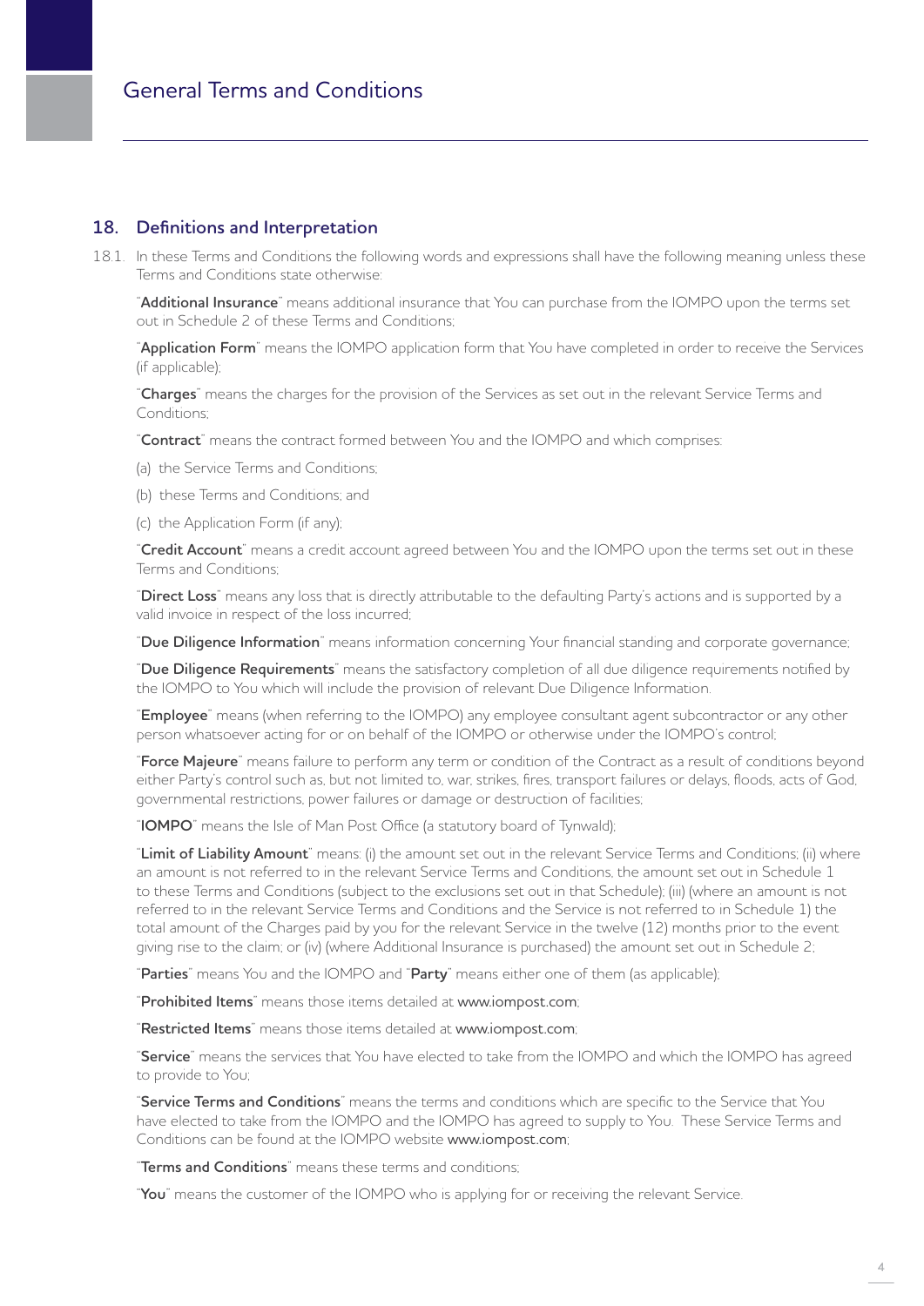## 18. Definitions and Interpretation

18.1. In these Terms and Conditions the following words and expressions shall have the following meaning unless these Terms and Conditions state otherwise:

"**Additional Insurance**" means additional insurance that You can purchase from the IOMPO upon the terms set out in Schedule 2 of these Terms and Conditions;

"**Application Form**" means the IOMPO application form that You have completed in order to receive the Services (if applicable);

"**Charges**" means the charges for the provision of the Services as set out in the relevant Service Terms and Conditions;

"**Contract**" means the contract formed between You and the IOMPO and which comprises:

(a) the Service Terms and Conditions;

(b) these Terms and Conditions; and

(c) the Application Form (if any);

"**Credit Account**" means a credit account agreed between You and the IOMPO upon the terms set out in these Terms and Conditions;

"**Direct Loss**" means any loss that is directly attributable to the defaulting Party's actions and is supported by a valid invoice in respect of the loss incurred;

"**Due Diligence Information**" means information concerning Your financial standing and corporate governance;

"**Due Diligence Requirements**" means the satisfactory completion of all due diligence requirements notified by the IOMPO to You which will include the provision of relevant Due Diligence Information.

"**Employee**" means (when referring to the IOMPO) any employee consultant agent subcontractor or any other person whatsoever acting for or on behalf of the IOMPO or otherwise under the IOMPO's control;

"**Force Majeure**" means failure to perform any term or condition of the Contract as a result of conditions beyond either Party's control such as, but not limited to, war, strikes, fires, transport failures or delays, floods, acts of God, governmental restrictions, power failures or damage or destruction of facilities;

"**IOMPO**" means the Isle of Man Post Office (a statutory board of Tynwald);

"**Limit of Liability Amount**" means: (i) the amount set out in the relevant Service Terms and Conditions; (ii) where an amount is not referred to in the relevant Service Terms and Conditions, the amount set out in Schedule 1 to these Terms and Conditions (subject to the exclusions set out in that Schedule); (iii) (where an amount is not referred to in the relevant Service Terms and Conditions and the Service is not referred to in Schedule 1) the total amount of the Charges paid by you for the relevant Service in the twelve (12) months prior to the event giving rise to the claim; or (iv) (where Additional Insurance is purchased) the amount set out in Schedule 2;

"**Parties**" means You and the IOMPO and "**Party**" means either one of them (as applicable);

"**Prohibited Items**" means those items detailed at www.iompost.com;

"**Restricted Items**" means those items detailed at www.iompost.com;

"**Service**" means the services that You have elected to take from the IOMPO and which the IOMPO has agreed to provide to You;

"**Service Terms and Conditions**" means the terms and conditions which are specific to the Service that You have elected to take from the IOMPO and the IOMPO has agreed to supply to You. These Service Terms and Conditions can be found at the IOMPO website www.iompost.com;

"**Terms and Conditions**" means these terms and conditions;

"**You**" means the customer of the IOMPO who is applying for or receiving the relevant Service.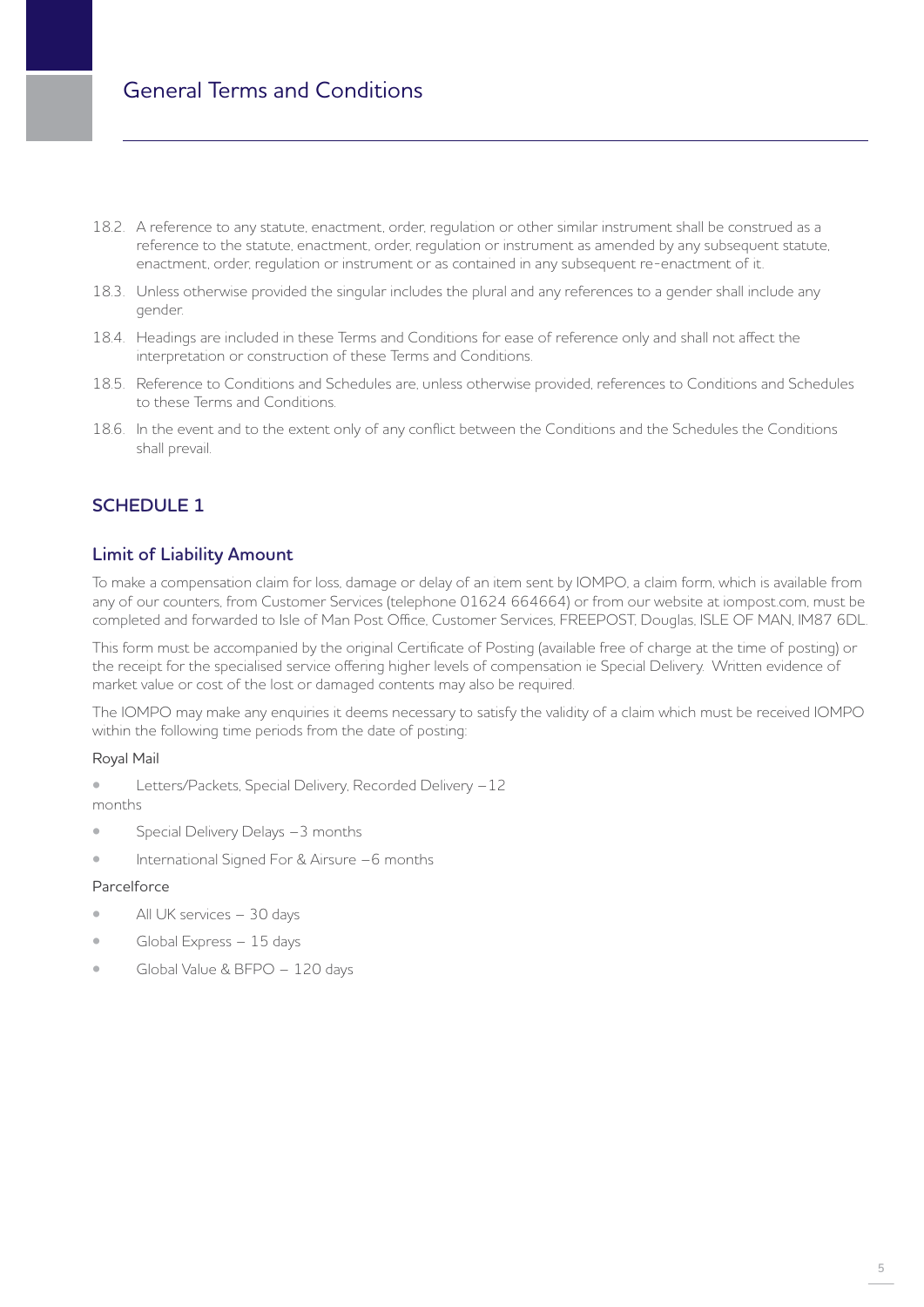18.2. A reference to any statute, enactment, order, regulation or other similar instrument shall be construed as a reference to the statute, enactment, order, regulation or instrument as amended by any subsequent statute, enactment, order, regulation or instrument or as contained in any subsequent re-enactment of it.

18.3. Unless otherwise provided the singular includes the plural and any references to a gender shall include any gender.

18.4. Headings are included in these Terms and Conditions for ease of reference only and shall not affect the interpretation or construction of these Terms and Conditions.

18.5. Reference to Conditions and Schedules are, unless otherwise provided, references to Conditions and Schedules to these Terms and Conditions.

18.6. In the event and to the extent only of any conflict between the Conditions and the Schedules the Conditions shall prevail.

## SCHEDULE 1

### Limit of Liability Amount

To make a compensation claim for loss, damage or delay of an item sent by IOMPO, a claim form, which is available from any of our counters, from Customer Services (telephone 01624 664664) or from our website at iompost.com, must be completed and forwarded to Isle of Man Post Office, Customer Services, FREEPOST, Douglas, ISLE OF MAN, IM87 6DL.

This form must be accompanied by the original Certificate of Posting (available free of charge at the time of posting) or the receipt for the specialised service offering higher levels of compensation ie Special Delivery. Written evidence of market value or cost of the lost or damaged contents may also be required.

The IOMPO may make any enquiries it deems necessary to satisfy the validity of a claim which must be received IOMPO within the following time periods from the date of posting:

Royal Mail

- Letters/Packets, Special Delivery, Recorded Delivery – 12 months
- Special Delivery Delays – 3 months
- International Signed For & Airsure – 6 months

Parcelforce

- All UK services – 30 days
- Global Express – 15 days
- Global Value & BFPO – 120 days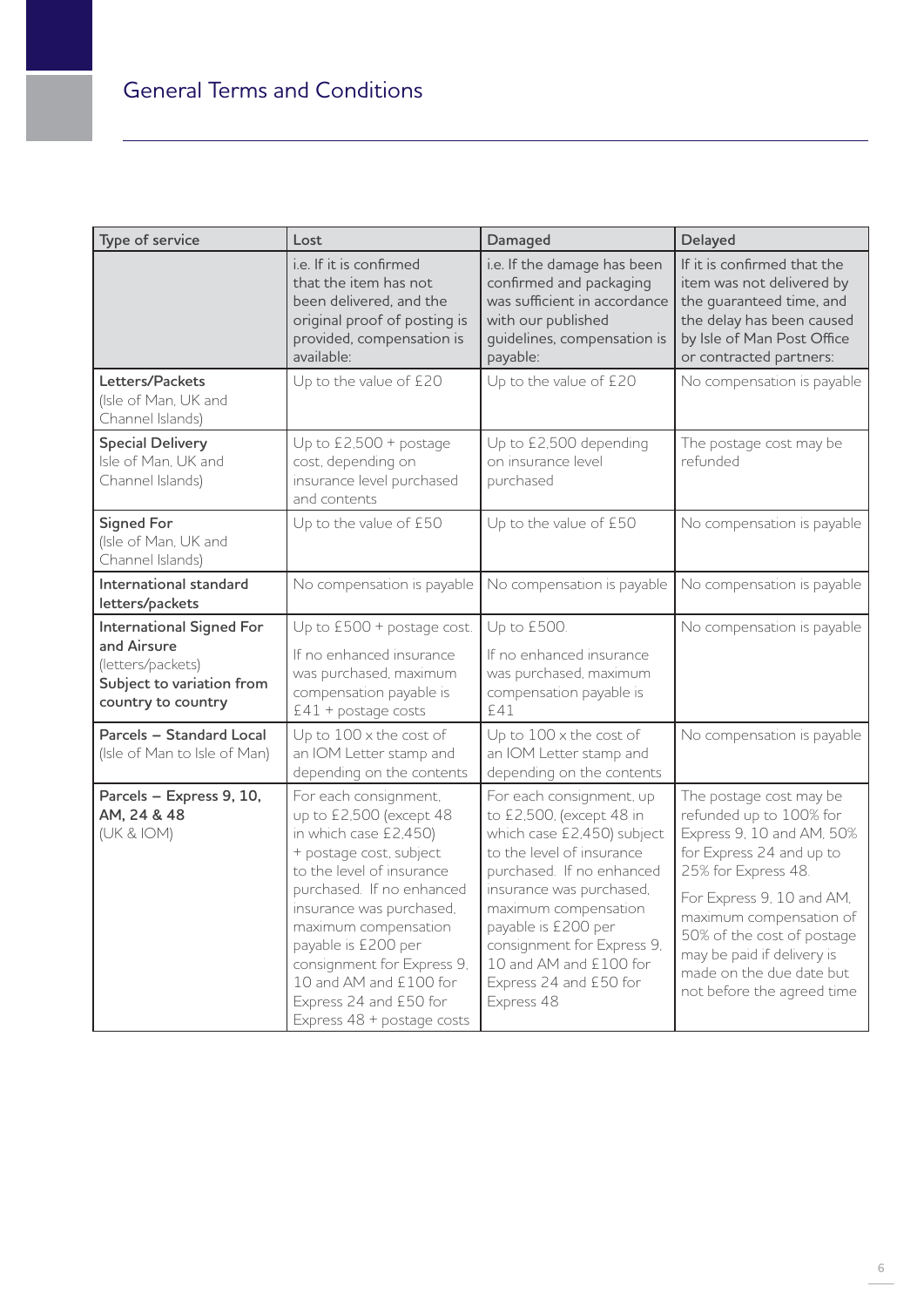# General Terms and Conditions

| Type of service | Lost | Damaged | Delayed |
|---|---|---|---|
| | i.e. If it is confirmed that the item has not been delivered, and the original proof of posting is provided, compensation is available: | i.e. If the damage has been confirmed and packaging was sufficient in accordance with our published guidelines, compensation is payable: | If it is confirmed that the item was not delivered by the guaranteed time, and the delay has been caused by Isle of Man Post Office or contracted partners: |
| **Letters/Packets** (Isle of Man, UK and Channel Islands) | Up to the value of £20 | Up to the value of £20 | No compensation is payable |
| **Special Delivery** Isle of Man, UK and Channel Islands) | Up to £2,500 + postage cost, depending on insurance level purchased and contents | Up to £2,500 depending on insurance level purchased | The postage cost may be refunded |
| **Signed For** (Isle of Man, UK and Channel Islands) | Up to the value of £50 | Up to the value of £50 | No compensation is payable |
| **International standard letters/packets** | No compensation is payable | No compensation is payable | No compensation is payable |
| **International Signed For and Airsure** (letters/packets) **Subject to variation from country to country** | Up to £500 + postage cost. If no enhanced insurance was purchased, maximum compensation payable is £41 + postage costs | Up to £500. If no enhanced insurance was purchased, maximum compensation payable is £41 | No compensation is payable |
| **Parcels – Standard Local** (Isle of Man to Isle of Man) | Up to 100 x the cost of an IOM Letter stamp and depending on the contents | Up to 100 x the cost of an IOM Letter stamp and depending on the contents | No compensation is payable |
| **Parcels – Express 9, 10, AM, 24 & 48** (UK & IOM) | For each consignment, up to £2,500 (except 48 in which case £2,450) + postage cost, subject to the level of insurance purchased. If no enhanced insurance was purchased, maximum compensation payable is £200 per consignment for Express 9, 10 and AM and £100 for Express 24 and £50 for Express 48 + postage costs | For each consignment, up to £2,500, (except 48 in which case £2,450) subject to the level of insurance purchased. If no enhanced insurance was purchased, maximum compensation payable is £200 per consignment for Express 9, 10 and AM and £100 for Express 24 and £50 for Express 48 | The postage cost may be refunded up to 100% for Express 9, 10 and AM, 50% for Express 24 and up to 25% for Express 48. For Express 9, 10 and AM, maximum compensation of 50% of the cost of postage may be paid if delivery is made on the due date but not before the agreed time |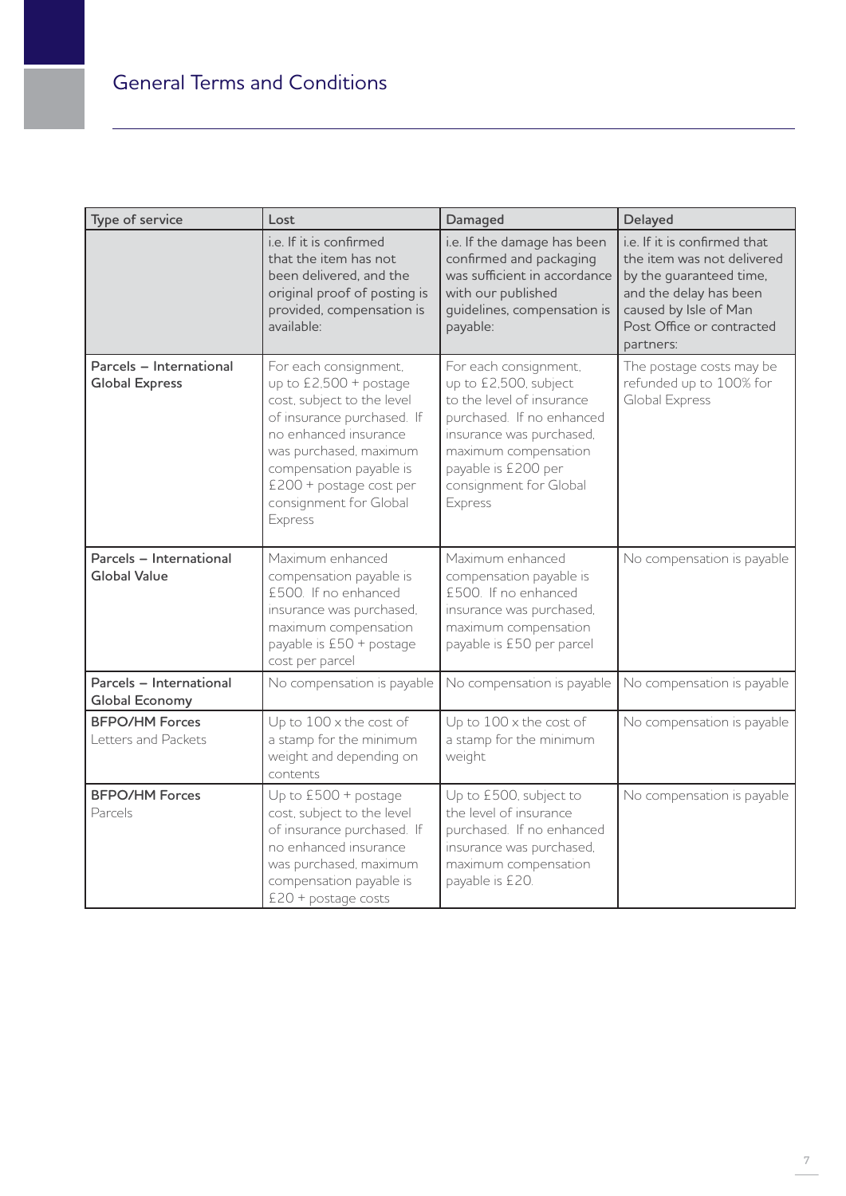## General Terms and Conditions

| Type of service | Lost | Damaged | Delayed |
|---|---|---|---|
| | i.e. If it is confirmed that the item has not been delivered, and the original proof of posting is provided, compensation is available: | i.e. If the damage has been confirmed and packaging was sufficient in accordance with our published guidelines, compensation is payable: | i.e. If it is confirmed that the item was not delivered by the guaranteed time, and the delay has been caused by Isle of Man Post Office or contracted partners: |
| **Parcels – International Global Express** | For each consignment, up to £2,500 + postage cost, subject to the level of insurance purchased. If no enhanced insurance was purchased, maximum compensation payable is £200 + postage cost per consignment for Global Express | For each consignment, up to £2,500, subject to the level of insurance purchased. If no enhanced insurance was purchased, maximum compensation payable is £200 per consignment for Global Express | The postage costs may be refunded up to 100% for Global Express |
| **Parcels – International Global Value** | Maximum enhanced compensation payable is £500. If no enhanced insurance was purchased, maximum compensation payable is £50 + postage cost per parcel | Maximum enhanced compensation payable is £500. If no enhanced insurance was purchased, maximum compensation payable is £50 per parcel | No compensation is payable |
| **Parcels – International Global Economy** | No compensation is payable | No compensation is payable | No compensation is payable |
| **BFPO/HM Forces** Letters and Packets | Up to 100 x the cost of a stamp for the minimum weight and depending on contents | Up to 100 x the cost of a stamp for the minimum weight | No compensation is payable |
| **BFPO/HM Forces** Parcels | Up to £500 + postage cost, subject to the level of insurance purchased. If no enhanced insurance was purchased, maximum compensation payable is £20 + postage costs | Up to £500, subject to the level of insurance purchased. If no enhanced insurance was purchased, maximum compensation payable is £20. | No compensation is payable |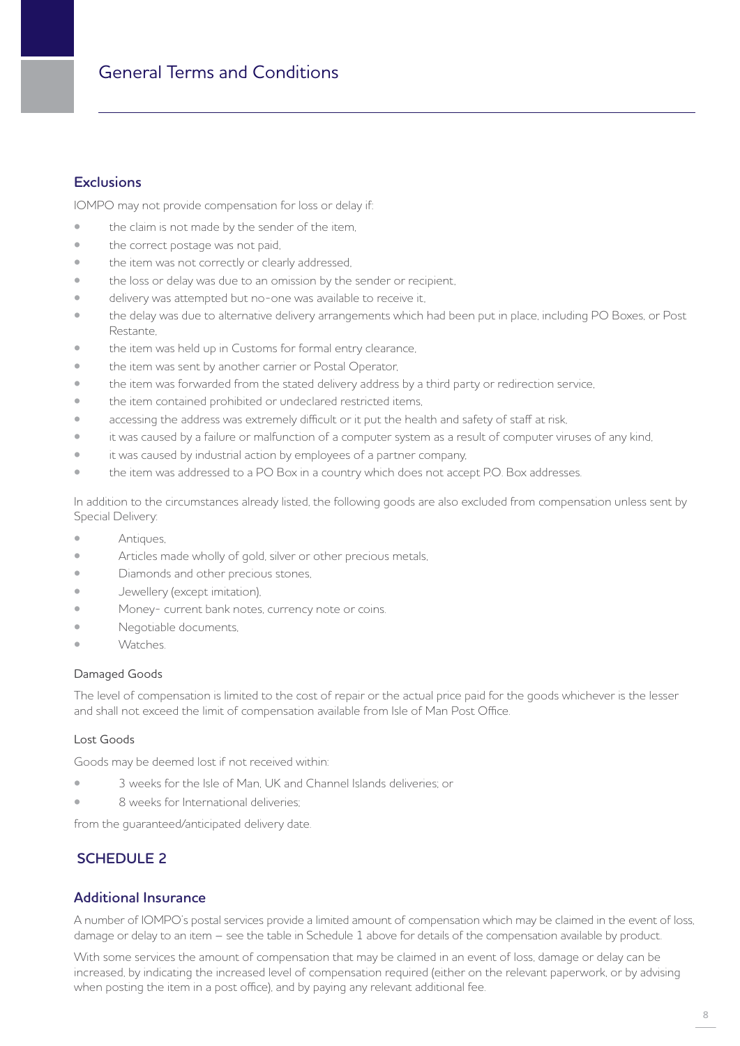# General Terms and Conditions

## Exclusions

IOMPO may not provide compensation for loss or delay if:

- the claim is not made by the sender of the item,
- the correct postage was not paid,
- the item was not correctly or clearly addressed,
- the loss or delay was due to an omission by the sender or recipient,
- delivery was attempted but no-one was available to receive it,
- the delay was due to alternative delivery arrangements which had been put in place, including PO Boxes, or Post Restante,
- the item was held up in Customs for formal entry clearance,
- the item was sent by another carrier or Postal Operator,
- the item was forwarded from the stated delivery address by a third party or redirection service,
- the item contained prohibited or undeclared restricted items,
- accessing the address was extremely difficult or it put the health and safety of staff at risk,
- it was caused by a failure or malfunction of a computer system as a result of computer viruses of any kind,
- it was caused by industrial action by employees of a partner company,
- the item was addressed to a PO Box in a country which does not accept P.O. Box addresses.

In addition to the circumstances already listed, the following goods are also excluded from compensation unless sent by Special Delivery:

- Antiques,
- Articles made wholly of gold, silver or other precious metals,
- Diamonds and other precious stones,
- Jewellery (except imitation),
- Money- current bank notes, currency note or coins.
- Negotiable documents,
- Watches.

### Damaged Goods

The level of compensation is limited to the cost of repair or the actual price paid for the goods whichever is the lesser and shall not exceed the limit of compensation available from Isle of Man Post Office.

### Lost Goods

Goods may be deemed lost if not received within:

- 3 weeks for the Isle of Man, UK and Channel Islands deliveries; or
- 8 weeks for International deliveries;

from the guaranteed/anticipated delivery date.

## SCHEDULE 2

## Additional Insurance

A number of IOMPO's postal services provide a limited amount of compensation which may be claimed in the event of loss, damage or delay to an item – see the table in Schedule 1 above for details of the compensation available by product.

With some services the amount of compensation that may be claimed in an event of loss, damage or delay can be increased, by indicating the increased level of compensation required (either on the relevant paperwork, or by advising when posting the item in a post office), and by paying any relevant additional fee.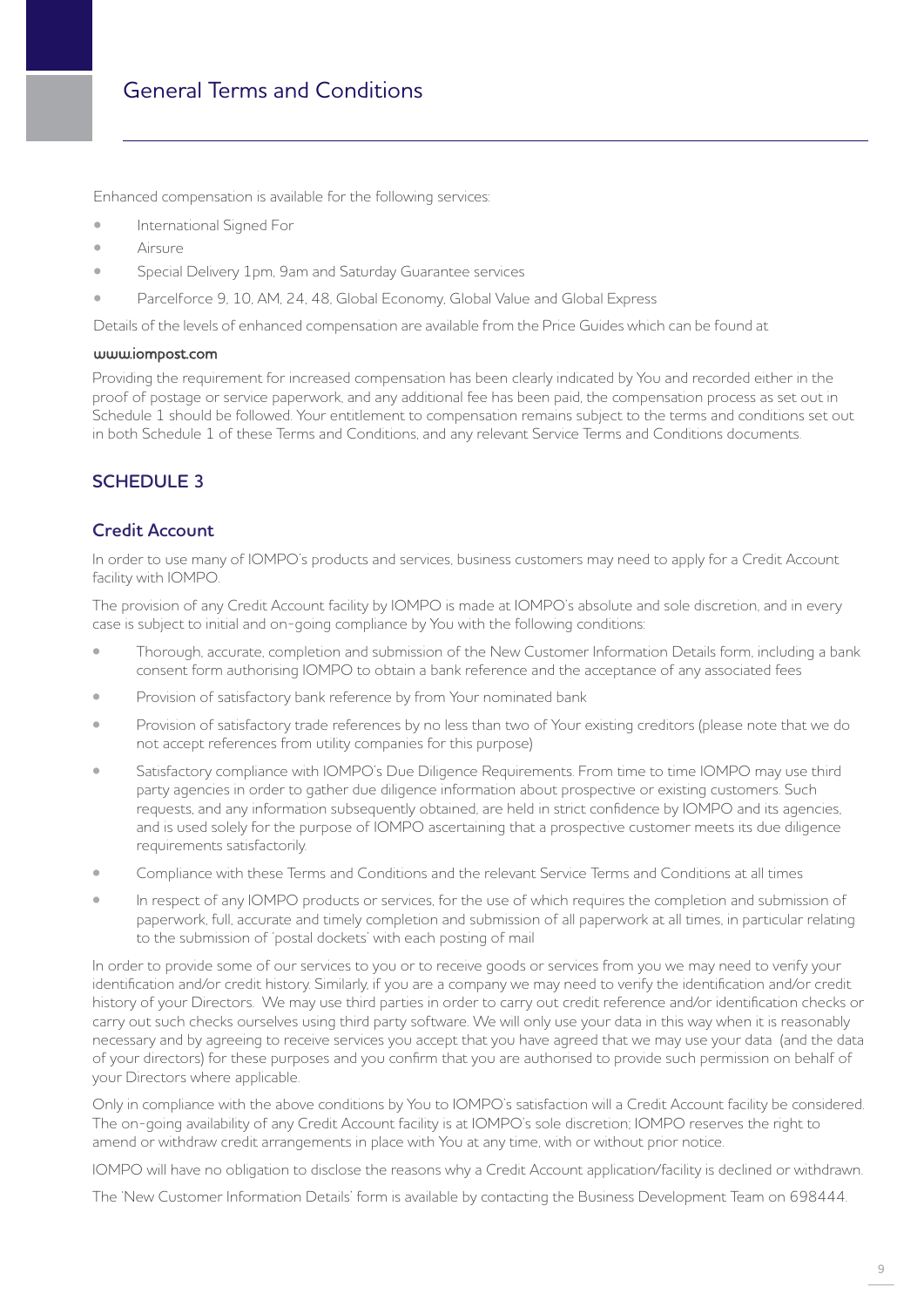Enhanced compensation is available for the following services:

- International Signed For
- Airsure
- Special Delivery 1pm, 9am and Saturday Guarantee services
- Parcelforce 9, 10, AM, 24, 48, Global Economy, Global Value and Global Express

Details of the levels of enhanced compensation are available from the Price Guides which can be found at

**www.iompost.com**

Providing the requirement for increased compensation has been clearly indicated by You and recorded either in the proof of postage or service paperwork, and any additional fee has been paid, the compensation process as set out in Schedule 1 should be followed. Your entitlement to compensation remains subject to the terms and conditions set out in both Schedule 1 of these Terms and Conditions, and any relevant Service Terms and Conditions documents.

## SCHEDULE 3

### Credit Account

In order to use many of IOMPO's products and services, business customers may need to apply for a Credit Account facility with IOMPO.

The provision of any Credit Account facility by IOMPO is made at IOMPO's absolute and sole discretion, and in every case is subject to initial and on-going compliance by You with the following conditions:

- Thorough, accurate, completion and submission of the New Customer Information Details form, including a bank consent form authorising IOMPO to obtain a bank reference and the acceptance of any associated fees
- Provision of satisfactory bank reference by from Your nominated bank
- Provision of satisfactory trade references by no less than two of Your existing creditors (please note that we do not accept references from utility companies for this purpose)
- Satisfactory compliance with IOMPO's Due Diligence Requirements. From time to time IOMPO may use third party agencies in order to gather due diligence information about prospective or existing customers. Such requests, and any information subsequently obtained, are held in strict confidence by IOMPO and its agencies, and is used solely for the purpose of IOMPO ascertaining that a prospective customer meets its due diligence requirements satisfactorily.
- Compliance with these Terms and Conditions and the relevant Service Terms and Conditions at all times
- In respect of any IOMPO products or services, for the use of which requires the completion and submission of paperwork, full, accurate and timely completion and submission of all paperwork at all times, in particular relating to the submission of 'postal dockets' with each posting of mail

In order to provide some of our services to you or to receive goods or services from you we may need to verify your identification and/or credit history. Similarly, if you are a company we may need to verify the identification and/or credit history of your Directors. We may use third parties in order to carry out credit reference and/or identification checks or carry out such checks ourselves using third party software. We will only use your data in this way when it is reasonably necessary and by agreeing to receive services you accept that you have agreed that we may use your data (and the data of your directors) for these purposes and you confirm that you are authorised to provide such permission on behalf of your Directors where applicable.

Only in compliance with the above conditions by You to IOMPO's satisfaction will a Credit Account facility be considered. The on-going availability of any Credit Account facility is at IOMPO's sole discretion; IOMPO reserves the right to amend or withdraw credit arrangements in place with You at any time, with or without prior notice.

IOMPO will have no obligation to disclose the reasons why a Credit Account application/facility is declined or withdrawn.

The 'New Customer Information Details' form is available by contacting the Business Development Team on 698444.